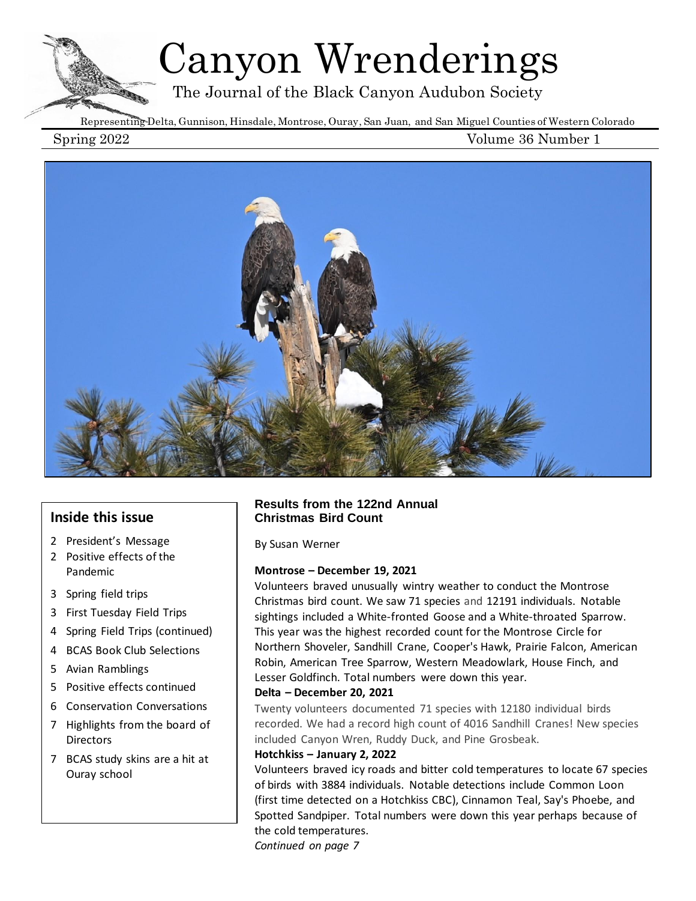# Canyon Wrenderings

The Journal of the Black Canyon Audubon Society

Representing Delta, Gunnison, Hinsdale, Montrose, Ouray, San Juan, and San Miguel Counties of Western Colorado

Spring 2022 Volume 36 Number 1

## Inside this issue

- 2 President's Message
- 2 Positive effects of the Pandemic
- 3 Spring field trips
- 3 First Tuesday Field Trips
- 4 Spring Field Trips (continued)
- 4 BCAS Book Club Selections
- 5 Avian Ramblings
- 5 Positive effects continued
- 6 Conservation Conversations
- 7 Highlights from the board of Directors
- 7 BCAS study skins are a hit at Ouray school

## Results from the 122nd Annual Christmas Bird Count

By Susan Werner

**Montrose – December 19, 2021**

Volunteers braved unusually wintry weather to conduct the Montrose Christmas bird count. We saw 71 species and 12191 individuals. Notable sightings included a White-fronted Goose and a White-throated Sparrow. This year was the highest recorded count for the Montrose Circle for Northern Shoveler, Sandhill Crane, Cooper's Hawk, Prairie Falcon, American Robin, American Tree Sparrow, Western Meadowlark, House Finch, and Lesser Goldfinch. Total numbers were down this year.

**Delta – December 20, 2021**

Twenty volunteers documented 71 species with 12180 individual birds recorded. We had a record high count of 4016 Sandhill Cranes! New species included Canyon Wren, Ruddy Duck, and Pine Grosbeak.

**Hotchkiss – January 2, 2022**

Volunteers braved icy roads and bitter cold temperatures to locate 67 species of birds with 3884 individuals. Notable detections include Common Loon (first time detected on a Hotchkiss CBC), Cinnamon Teal, Say's Phoebe, and Spotted Sandpiper. Total numbers were down this year perhaps because of the cold temperatures.

*Continued on page 7*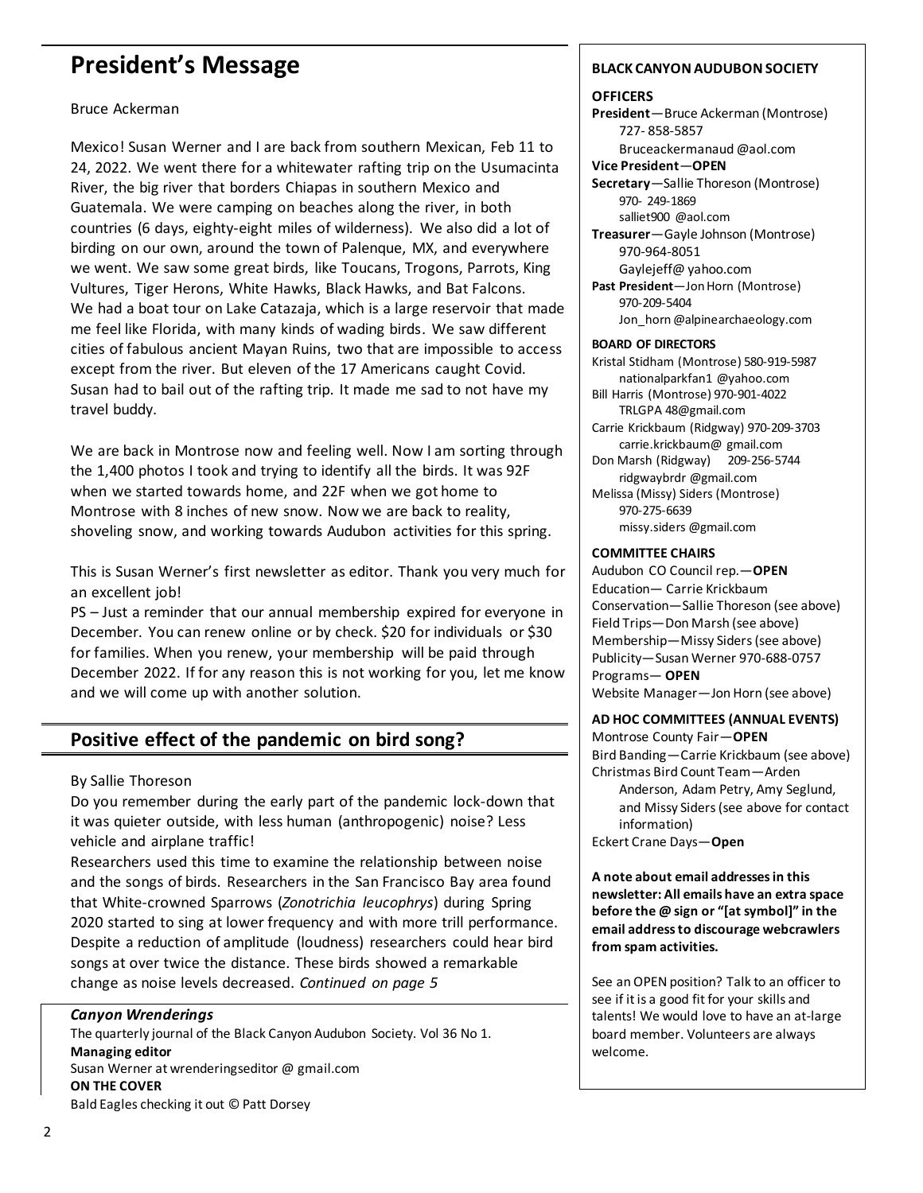## President's Message

Bruce Ackerman

Mexico! Susan Werner and I are back from southern Mexican, Feb 11 to 24, 2022. We went there for a whitewater rafting trip on the Usumacinta River, the big river that borders Chiapas in southern Mexico and Guatemala. We were camping on beaches along the river, in both countries (6 days, eighty-eight miles of wilderness). We also did a lot of birding on our own, around the town of Palenque, MX, and everywhere we went. We saw some great birds, like Toucans, Trogons, Parrots, King Vultures, Tiger Herons, White Hawks, Black Hawks, and Bat Falcons. We had a boat tour on Lake Catazaja, which is a large reservoir that made me feel like Florida, with many kinds of wading birds. We saw different cities of fabulous ancient Mayan Ruins, two that are impossible to access except from the river. But eleven of the 17 Americans caught Covid. Susan had to bail out of the rafting trip. It made me sad to not have my travel buddy.

We are back in Montrose now and feeling well. Now I am sorting through the 1,400 photos I took and trying to identify all the birds. It was 92F when we started towards home, and 22F when we got home to Montrose with 8 inches of new snow. Now we are back to reality, shoveling snow, and working towards Audubon activities for this spring.

This is Susan Werner's first newsletter as editor. Thank you very much for an excellent job!

PS – Just a reminder that our annual membership expired for everyone in December. You can renew online or by check. $20 for individuals or $30 for families. When you renew, your membership will be paid through December 2022. If for any reason this is not working for you, let me know and we will come up with another solution.

## Positive effect of the pandemic on bird song?

By Sallie Thoreson

Do you remember during the early part of the pandemic lock-down that it was quieter outside, with less human (anthropogenic) noise? Less vehicle and airplane traffic!

Researchers used this time to examine the relationship between noise and the songs of birds. Researchers in the San Francisco Bay area found that White-crowned Sparrows (*Zonotrichia leucophrys*) during Spring 2020 started to sing at lower frequency and with more trill performance. Despite a reduction of amplitude (loudness) researchers could hear bird songs at over twice the distance. These birds showed a remarkable change as noise levels decreased. *Continued on page 5*

***Canyon Wrenderings***

The quarterly journal of the Black Canyon Audubon Society. Vol 36 No 1.

**Managing editor**

Susan Werner at wrenderingseditor @ gmail.com

**ON THE COVER**

Bald Eagles checking it out © Patt Dorsey

**BLACK CANYON AUDUBON SOCIETY**

**OFFICERS**

**President**—Bruce Ackerman (Montrose) 727- 858-5857 Bruceackermanaud @aol.com

**Vice President**—**OPEN**

**Secretary**—Sallie Thoreson (Montrose) 970- 249-1869 salliet900 @aol.com

**Treasurer**—Gayle Johnson (Montrose) 970-964-8051 Gaylejeff@ yahoo.com

**Past President**—Jon Horn (Montrose) 970-209-5404 Jon_horn @alpinearchaeology.com

**BOARD OF DIRECTORS**

Kristal Stidham (Montrose) 580-919-5987 nationalparkfan1 @yahoo.com

Bill Harris (Montrose) 970-901-4022 TRLGPA 48@gmail.com

Carrie Krickbaum (Ridgway) 970-209-3703 carrie.krickbaum@ gmail.com

Don Marsh (Ridgway) 209-256-5744 ridgwaybrdr @gmail.com

Melissa (Missy) Siders (Montrose) 970-275-6639 missy.siders @gmail.com

**COMMITTEE CHAIRS**

Audubon CO Council rep.—**OPEN**

Education— Carrie Krickbaum

Conservation—Sallie Thoreson (see above)

Field Trips—Don Marsh (see above)

Membership—Missy Siders (see above)

Publicity—Susan Werner 970-688-0757

Programs— **OPEN**

Website Manager—Jon Horn (see above)

**AD HOC COMMITTEES (ANNUAL EVENTS)**

Montrose County Fair—**OPEN**

Bird Banding—Carrie Krickbaum (see above)

Christmas Bird Count Team—Arden Anderson, Adam Petry, Amy Seglund, and Missy Siders (see above for contact information)

Eckert Crane Days—**Open**

**A note about email addresses in this newsletter: All emails have an extra space before the @ sign or "[at symbol]" in the email address to discourage webcrawlers from spam activities.**

See an OPEN position? Talk to an officer to see if it is a good fit for your skills and talents! We would love to have an at-large board member. Volunteers are always welcome.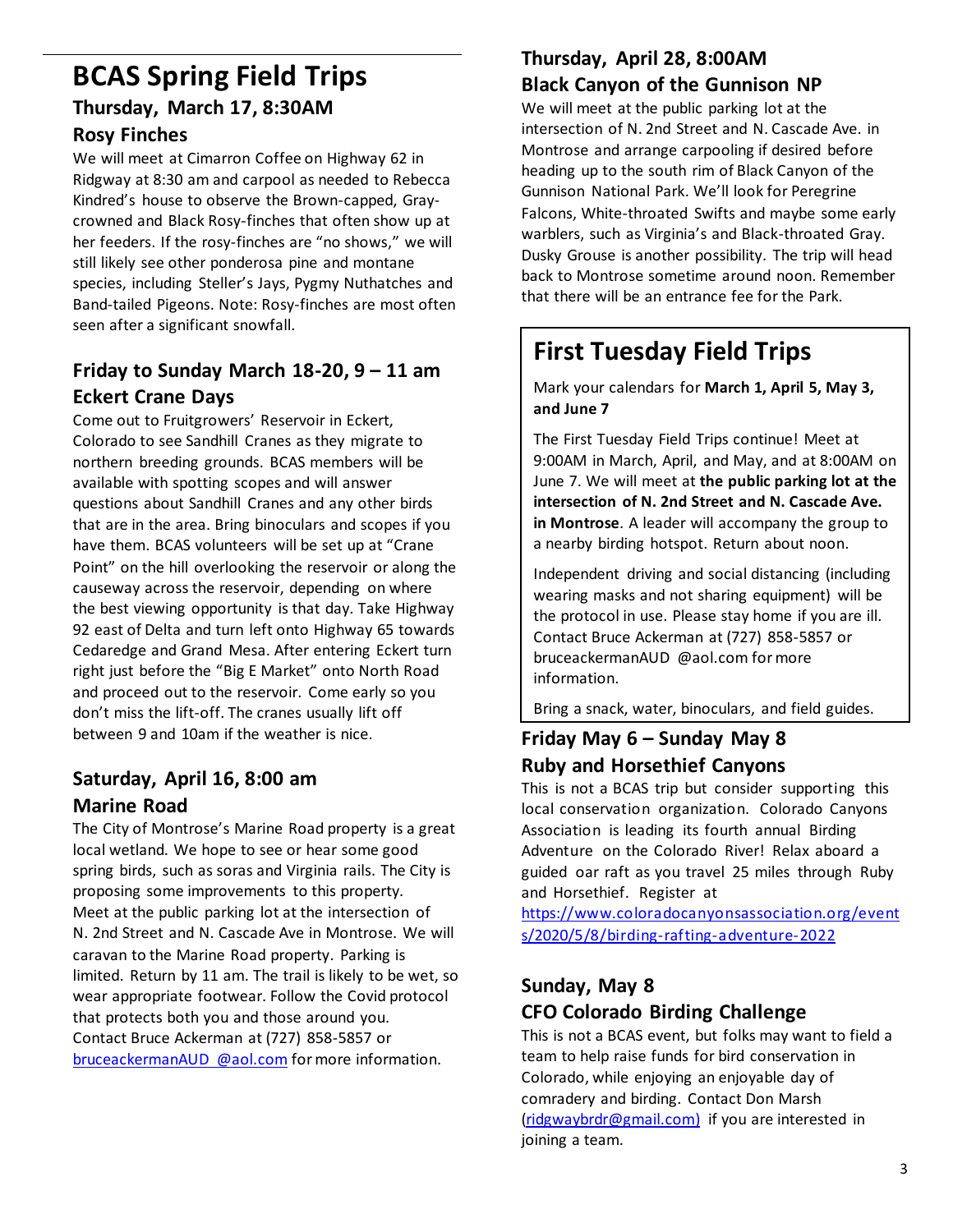# BCAS Spring Field Trips

## Thursday, March 17, 8:30AM
## Rosy Finches

We will meet at Cimarron Coffee on Highway 62 in Ridgway at 8:30 am and carpool as needed to Rebecca Kindred's house to observe the Brown-capped, Gray-crowned and Black Rosy-finches that often show up at her feeders. If the rosy-finches are "no shows," we will still likely see other ponderosa pine and montane species, including Steller's Jays, Pygmy Nuthatches and Band-tailed Pigeons. Note: Rosy-finches are most often seen after a significant snowfall.

## Friday to Sunday March 18-20, 9 – 11 am
## Eckert Crane Days

Come out to Fruitgrowers' Reservoir in Eckert, Colorado to see Sandhill Cranes as they migrate to northern breeding grounds. BCAS members will be available with spotting scopes and will answer questions about Sandhill Cranes and any other birds that are in the area. Bring binoculars and scopes if you have them. BCAS volunteers will be set up at "Crane Point" on the hill overlooking the reservoir or along the causeway across the reservoir, depending on where the best viewing opportunity is that day. Take Highway 92 east of Delta and turn left onto Highway 65 towards Cedaredge and Grand Mesa. After entering Eckert turn right just before the "Big E Market" onto North Road and proceed out to the reservoir. Come early so you don't miss the lift-off. The cranes usually lift off between 9 and 10am if the weather is nice.

## Saturday, April 16, 8:00 am
## Marine Road

The City of Montrose's Marine Road property is a great local wetland. We hope to see or hear some good spring birds, such as soras and Virginia rails. The City is proposing some improvements to this property. Meet at the public parking lot at the intersection of N. 2nd Street and N. Cascade Ave in Montrose. We will caravan to the Marine Road property. Parking is limited. Return by 11 am. The trail is likely to be wet, so wear appropriate footwear. Follow the Covid protocol that protects both you and those around you. Contact Bruce Ackerman at (727) 858-5857 or bruceackermanAUD @aol.com for more information.

## Thursday, April 28, 8:00AM
## Black Canyon of the Gunnison NP

We will meet at the public parking lot at the intersection of N. 2nd Street and N. Cascade Ave. in Montrose and arrange carpooling if desired before heading up to the south rim of Black Canyon of the Gunnison National Park. We'll look for Peregrine Falcons, White-throated Swifts and maybe some early warblers, such as Virginia's and Black-throated Gray. Dusky Grouse is another possibility. The trip will head back to Montrose sometime around noon. Remember that there will be an entrance fee for the Park.

# First Tuesday Field Trips

Mark your calendars for **March 1, April 5, May 3, and June 7**

The First Tuesday Field Trips continue! Meet at 9:00AM in March, April, and May, and at 8:00AM on June 7. We will meet at **the public parking lot at the intersection of N. 2nd Street and N. Cascade Ave. in Montrose**. A leader will accompany the group to a nearby birding hotspot. Return about noon.

Independent driving and social distancing (including wearing masks and not sharing equipment) will be the protocol in use. Please stay home if you are ill. Contact Bruce Ackerman at (727) 858-5857 or bruceackermanAUD @aol.com for more information.

Bring a snack, water, binoculars, and field guides.

## Friday May 6 – Sunday May 8
## Ruby and Horsethief Canyons

This is not a BCAS trip but consider supporting this local conservation organization. Colorado Canyons Association is leading its fourth annual Birding Adventure on the Colorado River! Relax aboard a guided oar raft as you travel 25 miles through Ruby and Horsethief. Register at https://www.coloradocanyonsassociation.org/events/2020/5/8/birding-rafting-adventure-2022

## Sunday, May 8
## CFO Colorado Birding Challenge

This is not a BCAS event, but folks may want to field a team to help raise funds for bird conservation in Colorado, while enjoying an enjoyable day of comradery and birding. Contact Don Marsh (ridgwaybrdr@gmail.com) if you are interested in joining a team.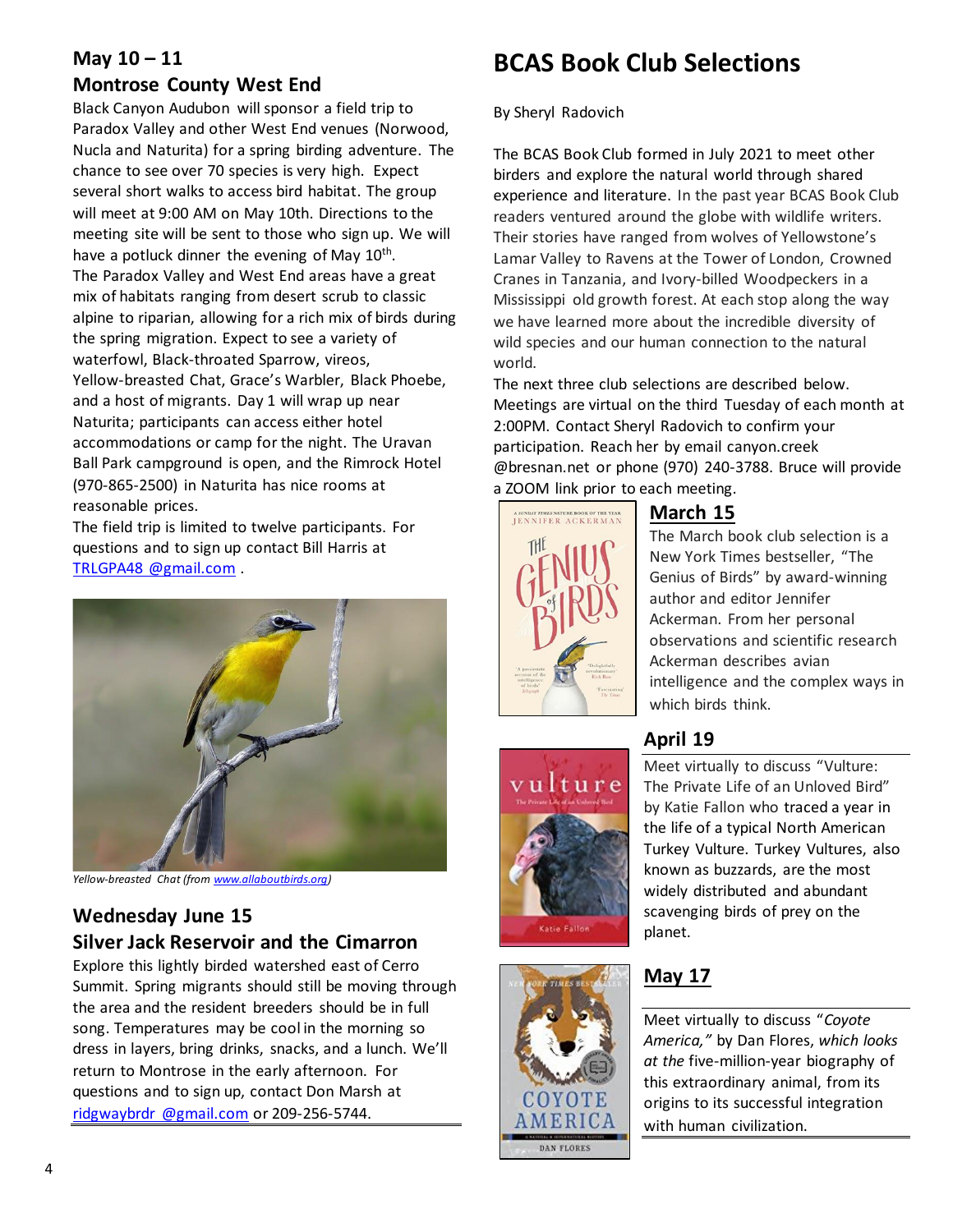## May 10 – 11

## Montrose County West End

Black Canyon Audubon will sponsor a field trip to Paradox Valley and other West End venues (Norwood, Nucla and Naturita) for a spring birding adventure. The chance to see over 70 species is very high. Expect several short walks to access bird habitat. The group will meet at 9:00 AM on May 10th. Directions to the meeting site will be sent to those who sign up. We will have a potluck dinner the evening of May 10th.

The Paradox Valley and West End areas have a great mix of habitats ranging from desert scrub to classic alpine to riparian, allowing for a rich mix of birds during the spring migration. Expect to see a variety of waterfowl, Black-throated Sparrow, vireos, Yellow-breasted Chat, Grace's Warbler, Black Phoebe, and a host of migrants. Day 1 will wrap up near Naturita; participants can access either hotel accommodations or camp for the night. The Uravan Ball Park campground is open, and the Rimrock Hotel (970-865-2500) in Naturita has nice rooms at reasonable prices.

The field trip is limited to twelve participants. For questions and to sign up contact Bill Harris at TRLGPA48 @gmail.com .

*Yellow-breasted Chat (from www.allaboutbirds.org)*

## Wednesday June 15

## Silver Jack Reservoir and the Cimarron

Explore this lightly birded watershed east of Cerro Summit. Spring migrants should still be moving through the area and the resident breeders should be in full song. Temperatures may be cool in the morning so dress in layers, bring drinks, snacks, and a lunch. We'll return to Montrose in the early afternoon. For questions and to sign up, contact Don Marsh at ridgwaybrdr @gmail.com or 209-256-5744.

# BCAS Book Club Selections

By Sheryl Radovich

The BCAS Book Club formed in July 2021 to meet other birders and explore the natural world through shared experience and literature. In the past year BCAS Book Club readers ventured around the globe with wildlife writers. Their stories have ranged from wolves of Yellowstone's Lamar Valley to Ravens at the Tower of London, Crowned Cranes in Tanzania, and Ivory-billed Woodpeckers in a Mississippi old growth forest. At each stop along the way we have learned more about the incredible diversity of wild species and our human connection to the natural world.

The next three club selections are described below. Meetings are virtual on the third Tuesday of each month at 2:00PM. Contact Sheryl Radovich to confirm your participation. Reach her by email canyon.creek @bresnan.net or phone (970) 240-3788. Bruce will provide a ZOOM link prior to each meeting.

## March 15

The March book club selection is a New York Times bestseller, "The Genius of Birds" by award-winning author and editor Jennifer Ackerman. From her personal observations and scientific research Ackerman describes avian intelligence and the complex ways in which birds think.

## April 19

Meet virtually to discuss "Vulture: The Private Life of an Unloved Bird" by Katie Fallon who traced a year in the life of a typical North American Turkey Vulture. Turkey Vultures, also known as buzzards, are the most widely distributed and abundant scavenging birds of prey on the planet.

## May 17

Meet virtually to discuss "*Coyote America,*" by Dan Flores, *which looks at the* five-million-year biography of this extraordinary animal, from its origins to its successful integration with human civilization.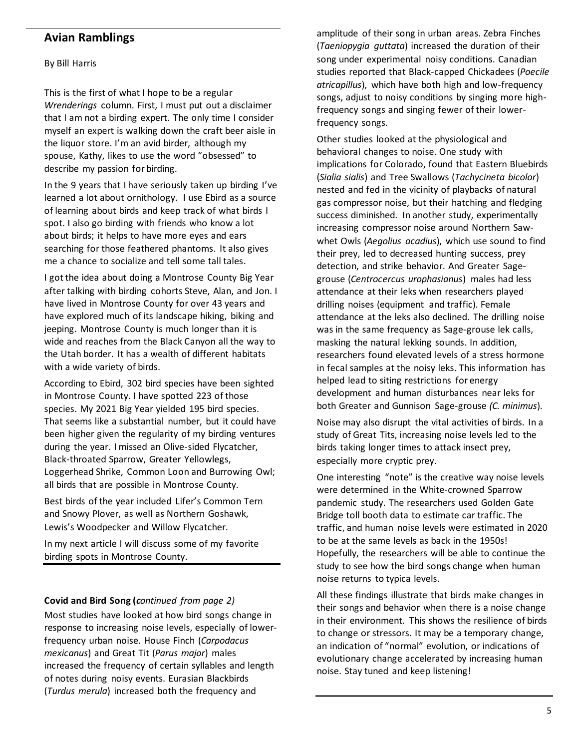## Avian Ramblings

By Bill Harris

This is the first of what I hope to be a regular *Wrenderings* column. First, I must put out a disclaimer that I am not a birding expert. The only time I consider myself an expert is walking down the craft beer aisle in the liquor store. I'm an avid birder, although my spouse, Kathy, likes to use the word "obsessed" to describe my passion for birding.

In the 9 years that I have seriously taken up birding I've learned a lot about ornithology. I use Ebird as a source of learning about birds and keep track of what birds I spot. I also go birding with friends who know a lot about birds; it helps to have more eyes and ears searching for those feathered phantoms. It also gives me a chance to socialize and tell some tall tales.

I got the idea about doing a Montrose County Big Year after talking with birding cohorts Steve, Alan, and Jon. I have lived in Montrose County for over 43 years and have explored much of its landscape hiking, biking and jeeping. Montrose County is much longer than it is wide and reaches from the Black Canyon all the way to the Utah border. It has a wealth of different habitats with a wide variety of birds.

According to Ebird, 302 bird species have been sighted in Montrose County. I have spotted 223 of those species. My 2021 Big Year yielded 195 bird species. That seems like a substantial number, but it could have been higher given the regularity of my birding ventures during the year. I missed an Olive-sided Flycatcher, Black-throated Sparrow, Greater Yellowlegs, Loggerhead Shrike, Common Loon and Burrowing Owl; all birds that are possible in Montrose County.

Best birds of the year included Lifer's Common Tern and Snowy Plover, as well as Northern Goshawk, Lewis's Woodpecker and Willow Flycatcher.

In my next article I will discuss some of my favorite birding spots in Montrose County.

---

**Covid and Bird Song (*continued from page 2)***

Most studies have looked at how bird songs change in response to increasing noise levels, especially of lower-frequency urban noise. House Finch (*Carpodacus mexicanus*) and Great Tit (*Parus major*) males increased the frequency of certain syllables and length of notes during noisy events. Eurasian Blackbirds (*Turdus merula*) increased both the frequency and amplitude of their song in urban areas. Zebra Finches (*Taeniopygia guttata*) increased the duration of their song under experimental noisy conditions. Canadian studies reported that Black-capped Chickadees (*Poecile atricapillus*), which have both high and low-frequency songs, adjust to noisy conditions by singing more high-frequency songs and singing fewer of their lower-frequency songs.

Other studies looked at the physiological and behavioral changes to noise. One study with implications for Colorado, found that Eastern Bluebirds (*Sialia sialis*) and Tree Swallows (*Tachycineta bicolor*) nested and fed in the vicinity of playbacks of natural gas compressor noise, but their hatching and fledging success diminished. In another study, experimentally increasing compressor noise around Northern Saw-whet Owls (*Aegolius acadius*), which use sound to find their prey, led to decreased hunting success, prey detection, and strike behavior. And Greater Sage-grouse (*Centrocercus urophasianus*) males had less attendance at their leks when researchers played drilling noises (equipment and traffic). Female attendance at the leks also declined. The drilling noise was in the same frequency as Sage-grouse lek calls, masking the natural lekking sounds. In addition, researchers found elevated levels of a stress hormone in fecal samples at the noisy leks. This information has helped lead to siting restrictions for energy development and human disturbances near leks for both Greater and Gunnison Sage-grouse *(C. minimus*).

Noise may also disrupt the vital activities of birds. In a study of Great Tits, increasing noise levels led to the birds taking longer times to attack insect prey, especially more cryptic prey.

One interesting "note" is the creative way noise levels were determined in the White-crowned Sparrow pandemic study. The researchers used Golden Gate Bridge toll booth data to estimate car traffic. The traffic, and human noise levels were estimated in 2020 to be at the same levels as back in the 1950s! Hopefully, the researchers will be able to continue the study to see how the bird songs change when human noise returns to typica levels.

All these findings illustrate that birds make changes in their songs and behavior when there is a noise change in their environment. This shows the resilience of birds to change or stressors. It may be a temporary change, an indication of "normal" evolution, or indications of evolutionary change accelerated by increasing human noise. Stay tuned and keep listening!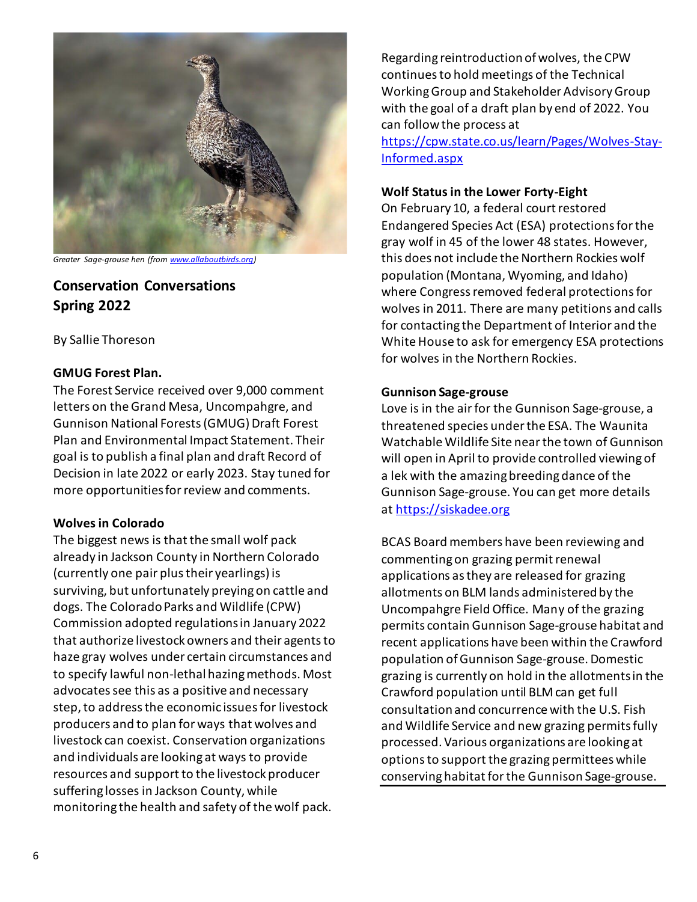*Greater Sage-grouse hen (from www.allaboutbirds.org)*

## Conservation Conversations Spring 2022

By Sallie Thoreson

**GMUG Forest Plan.**

The Forest Service received over 9,000 comment letters on the Grand Mesa, Uncompahgre, and Gunnison National Forests (GMUG) Draft Forest Plan and Environmental Impact Statement. Their goal is to publish a final plan and draft Record of Decision in late 2022 or early 2023. Stay tuned for more opportunities for review and comments.

**Wolves in Colorado**

The biggest news is that the small wolf pack already in Jackson County in Northern Colorado (currently one pair plus their yearlings) is surviving, but unfortunately preying on cattle and dogs. The Colorado Parks and Wildlife (CPW) Commission adopted regulations in January 2022 that authorize livestock owners and their agents to haze gray wolves under certain circumstances and to specify lawful non-lethal hazing methods. Most advocates see this as a positive and necessary step, to address the economic issues for livestock producers and to plan for ways that wolves and livestock can coexist. Conservation organizations and individuals are looking at ways to provide resources and support to the livestock producer suffering losses in Jackson County, while monitoring the health and safety of the wolf pack.

Regarding reintroduction of wolves, the CPW continues to hold meetings of the Technical Working Group and Stakeholder Advisory Group with the goal of a draft plan by end of 2022. You can follow the process at https://cpw.state.co.us/learn/Pages/Wolves-Stay-Informed.aspx

**Wolf Status in the Lower Forty-Eight**

On February 10, a federal court restored Endangered Species Act (ESA) protections for the gray wolf in 45 of the lower 48 states. However, this does not include the Northern Rockies wolf population (Montana, Wyoming, and Idaho) where Congress removed federal protections for wolves in 2011. There are many petitions and calls for contacting the Department of Interior and the White House to ask for emergency ESA protections for wolves in the Northern Rockies.

**Gunnison Sage-grouse**

Love is in the air for the Gunnison Sage-grouse, a threatened species under the ESA. The Waunita Watchable Wildlife Site near the town of Gunnison will open in April to provide controlled viewing of a lek with the amazing breeding dance of the Gunnison Sage-grouse. You can get more details at https://siskadee.org

BCAS Board members have been reviewing and commenting on grazing permit renewal applications as they are released for grazing allotments on BLM lands administered by the Uncompahgre Field Office. Many of the grazing permits contain Gunnison Sage-grouse habitat and recent applications have been within the Crawford population of Gunnison Sage-grouse. Domestic grazing is currently on hold in the allotments in the Crawford population until BLM can get full consultation and concurrence with the U.S. Fish and Wildlife Service and new grazing permits fully processed. Various organizations are looking at options to support the grazing permittees while conserving habitat for the Gunnison Sage-grouse.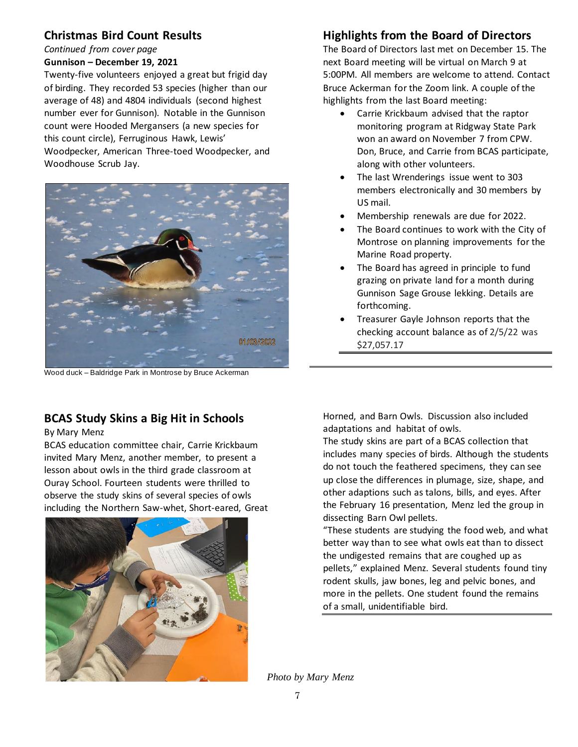## Christmas Bird Count Results

*Continued from cover page*

**Gunnison – December 19, 2021**

Twenty-five volunteers enjoyed a great but frigid day of birding. They recorded 53 species (higher than our average of 48) and 4804 individuals (second highest number ever for Gunnison). Notable in the Gunnison count were Hooded Mergansers (a new species for this count circle), Ferruginous Hawk, Lewis' Woodpecker, American Three-toed Woodpecker, and Woodhouse Scrub Jay.

Wood duck – Baldridge Park in Montrose by Bruce Ackerman

## Highlights from the Board of Directors

The Board of Directors last met on December 15. The next Board meeting will be virtual on March 9 at 5:00PM. All members are welcome to attend. Contact Bruce Ackerman for the Zoom link. A couple of the highlights from the last Board meeting:

- Carrie Krickbaum advised that the raptor monitoring program at Ridgway State Park won an award on November 7 from CPW. Don, Bruce, and Carrie from BCAS participate, along with other volunteers.
- The last Wrenderings issue went to 303 members electronically and 30 members by US mail.
- Membership renewals are due for 2022.
- The Board continues to work with the City of Montrose on planning improvements for the Marine Road property.
- The Board has agreed in principle to fund grazing on private land for a month during Gunnison Sage Grouse lekking. Details are forthcoming.
- Treasurer Gayle Johnson reports that the checking account balance as of 2/5/22 was $27,057.17

## BCAS Study Skins a Big Hit in Schools

By Mary Menz

BCAS education committee chair, Carrie Krickbaum invited Mary Menz, another member, to present a lesson about owls in the third grade classroom at Ouray School. Fourteen students were thrilled to observe the study skins of several species of owls including the Northern Saw-whet, Short-eared, Great Horned, and Barn Owls. Discussion also included adaptations and habitat of owls.

The study skins are part of a BCAS collection that includes many species of birds. Although the students do not touch the feathered specimens, they can see up close the differences in plumage, size, shape, and other adaptions such as talons, bills, and eyes. After the February 16 presentation, Menz led the group in dissecting Barn Owl pellets.

"These students are studying the food web, and what better way than to see what owls eat than to dissect the undigested remains that are coughed up as pellets," explained Menz. Several students found tiny rodent skulls, jaw bones, leg and pelvic bones, and more in the pellets. One student found the remains of a small, unidentifiable bird.

*Photo by Mary Menz*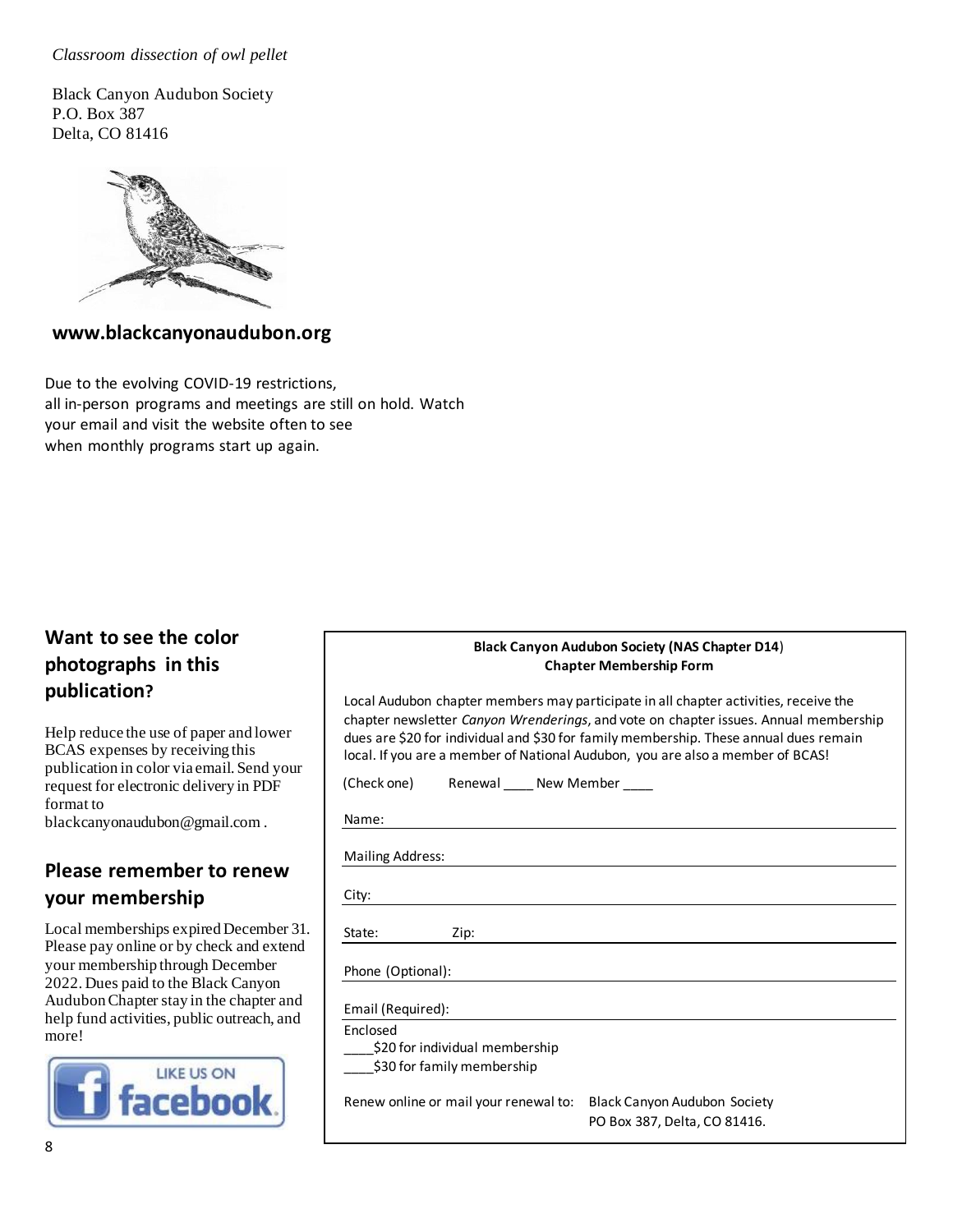*Classroom dissection of owl pellet*

Black Canyon Audubon Society
P.O. Box 387
Delta, CO 81416

**www.blackcanyonaudubon.org**

Due to the evolving COVID-19 restrictions,
all in-person programs and meetings are still on hold. Watch
your email and visit the website often to see
when monthly programs start up again.

## Want to see the color photographs in this publication?

Help reduce the use of paper and lower BCAS expenses by receiving this publication in color via email. Send your request for electronic delivery in PDF format to blackcanyonaudubon@gmail.com .

## Please remember to renew your membership

Local memberships expired December 31. Please pay online or by check and extend your membership through December 2022. Dues paid to the Black Canyon Audubon Chapter stay in the chapter and help fund activities, public outreach, and more!

LIKE US ON facebook

**Black Canyon Audubon Society (NAS Chapter D14)**
**Chapter Membership Form**

Local Audubon chapter members may participate in all chapter activities, receive the chapter newsletter *Canyon Wrenderings*, and vote on chapter issues. Annual membership dues are $20 for individual and $30 for family membership. These annual dues remain local. If you are a member of National Audubon, you are also a member of BCAS!

(Check one) Renewal ____ New Member ____

Name:

Mailing Address:

City:

State: Zip:

Phone (Optional):

Email (Required):

Enclosed
____$20 for individual membership
____$30 for family membership

Renew online or mail your renewal to: Black Canyon Audubon Society
PO Box 387, Delta, CO 81416.